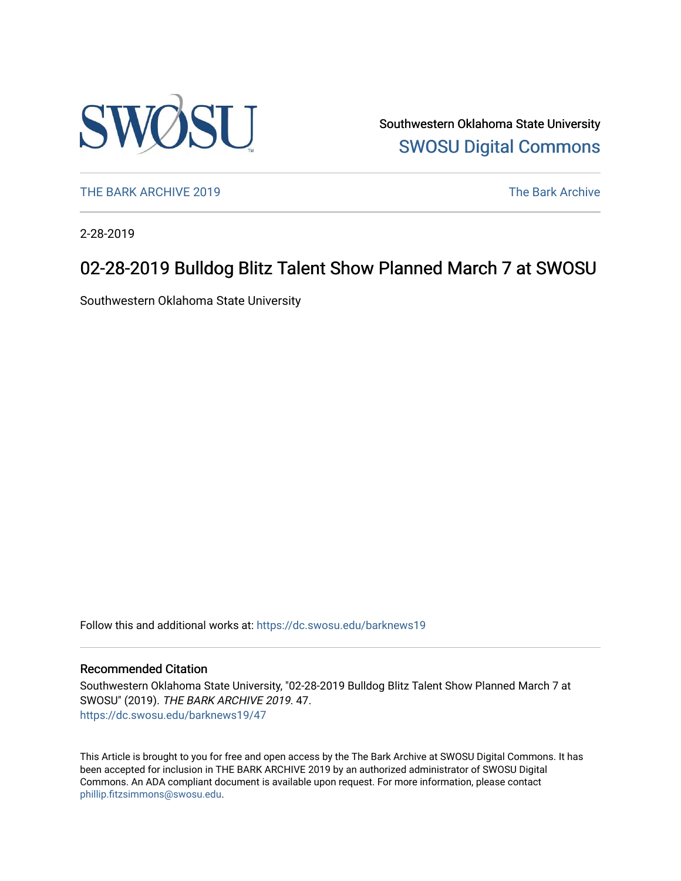Southwestern Oklahoma State University

SWOSU Digital Commons

THE BARK ARCHIVE 2019

The Bark Archive

2-28-2019

# 02-28-2019 Bulldog Blitz Talent Show Planned March 7 at SWOSU

Southwestern Oklahoma State University

Follow this and additional works at: https://dc.swosu.edu/barknews19

### Recommended Citation

Southwestern Oklahoma State University, "02-28-2019 Bulldog Blitz Talent Show Planned March 7 at SWOSU" (2019). *THE BARK ARCHIVE 2019*. 47.
https://dc.swosu.edu/barknews19/47

This Article is brought to you for free and open access by the The Bark Archive at SWOSU Digital Commons. It has been accepted for inclusion in THE BARK ARCHIVE 2019 by an authorized administrator of SWOSU Digital Commons. An ADA compliant document is available upon request. For more information, please contact phillip.fitzsimmons@swosu.edu.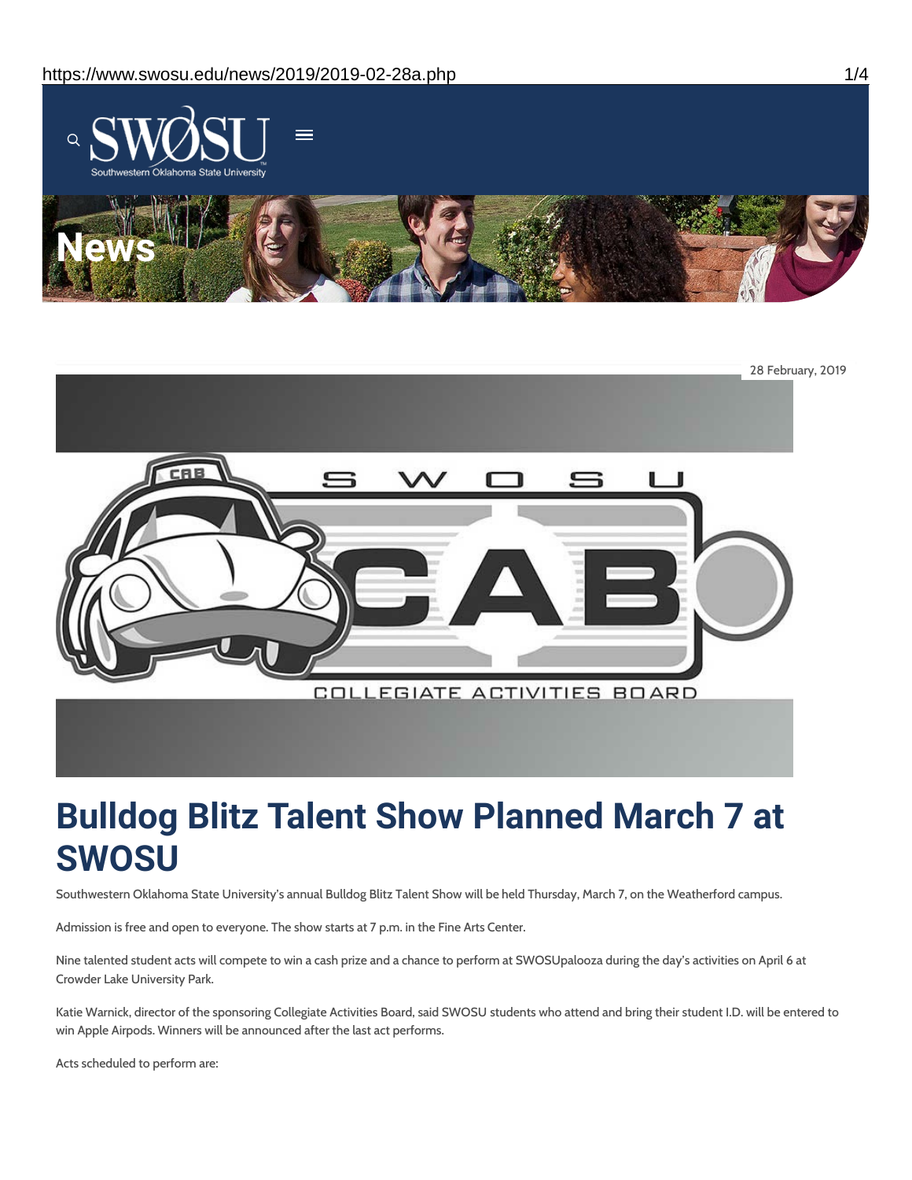28 February, 2019

# Bulldog Blitz Talent Show Planned March 7 at SWOSU

Southwestern Oklahoma State University's annual Bulldog Blitz Talent Show will be held Thursday, March 7, on the Weatherford campus.

Admission is free and open to everyone. The show starts at 7 p.m. in the Fine Arts Center.

Nine talented student acts will compete to win a cash prize and a chance to perform at SWOSUpalooza during the day's activities on April 6 at Crowder Lake University Park.

Katie Warnick, director of the sponsoring Collegiate Activities Board, said SWOSU students who attend and bring their student I.D. will be entered to win Apple Airpods. Winners will be announced after the last act performs.

Acts scheduled to perform are: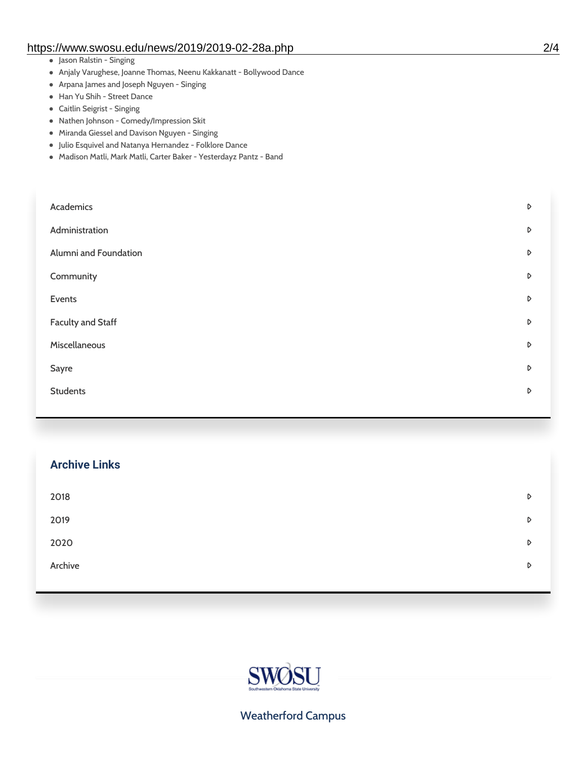- Jason Ralstin - Singing
- Anjaly Varughese, Joanne Thomas, Neenu Kakkanatt - Bollywood Dance
- Arpana James and Joseph Nguyen - Singing
- Han Yu Shih - Street Dance
- Caitlin Seigrist - Singing
- Nathen Johnson - Comedy/Impression Skit
- Miranda Giessel and Davison Nguyen - Singing
- Julio Esquivel and Natanya Hernandez - Folklore Dance
- Madison Matli, Mark Matli, Carter Baker - Yesterdayz Pantz - Band

- Academics
- Administration
- Alumni and Foundation
- Community
- Events
- Faculty and Staff
- Miscellaneous
- Sayre
- Students

## Archive Links

- 2018
- 2019
- 2020
- Archive

SWOSU

Southwestern Oklahoma State University

Weatherford Campus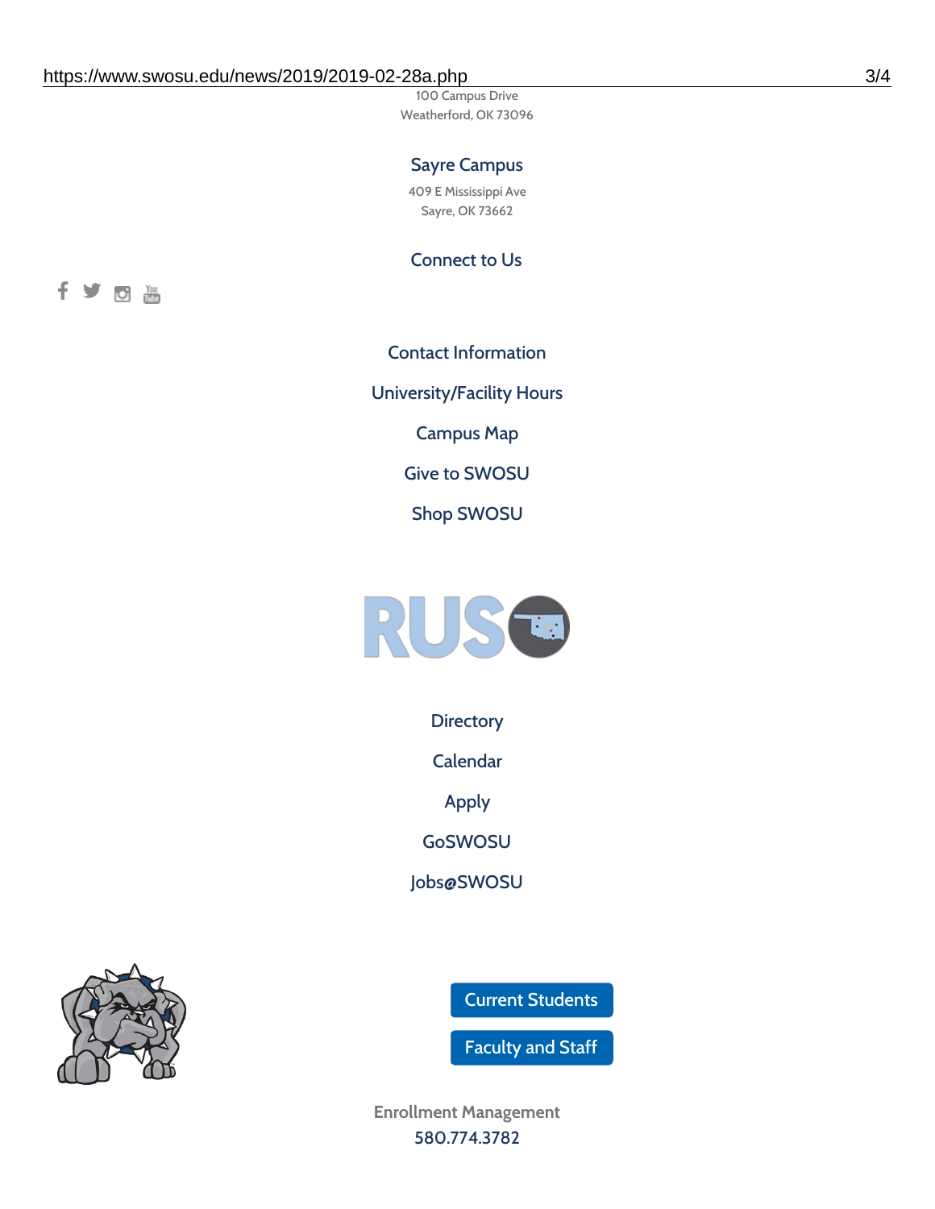100 Campus Drive
Weatherford, OK 73096

## Sayre Campus

409 E Mississippi Ave
Sayre, OK 73662

## Connect to Us

Contact Information

University/Facility Hours

Campus Map

Give to SWOSU

Shop SWOSU

RUSO

Directory

Calendar

Apply

GoSWOSU

Jobs@SWOSU

Current Students

Faculty and Staff

Enrollment Management
580.774.3782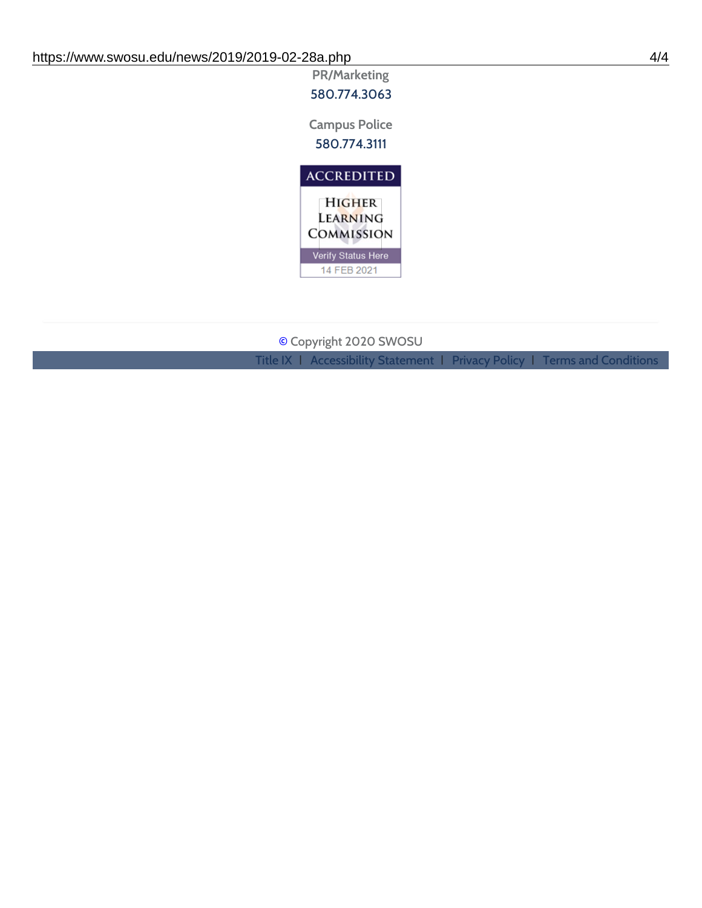PR/Marketing

580.774.3063

Campus Police

580.774.3111

ACCREDITED

HIGHER LEARNING COMMISSION

Verify Status Here

14 FEB 2021

© Copyright 2020 SWOSU

Title IX | Accessibility Statement | Privacy Policy | Terms and Conditions